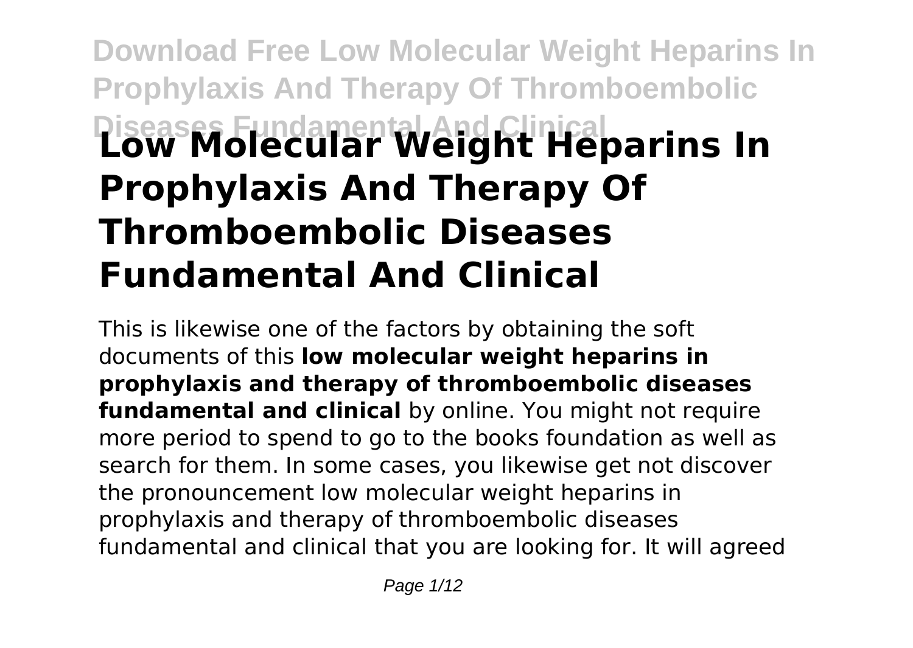# Low Molecular Weight Heparins In Prophylaxis And Therapy Of Thromboembolic Diseases Fundamental And Clinical

This is likewise one of the factors by obtaining the soft documents of this **low molecular weight heparins in prophylaxis and therapy of thromboembolic diseases fundamental and clinical** by online. You might not require more period to spend to go to the books foundation as well as search for them. In some cases, you likewise get not discover the pronouncement low molecular weight heparins in prophylaxis and therapy of thromboembolic diseases fundamental and clinical that you are looking for. It will agreed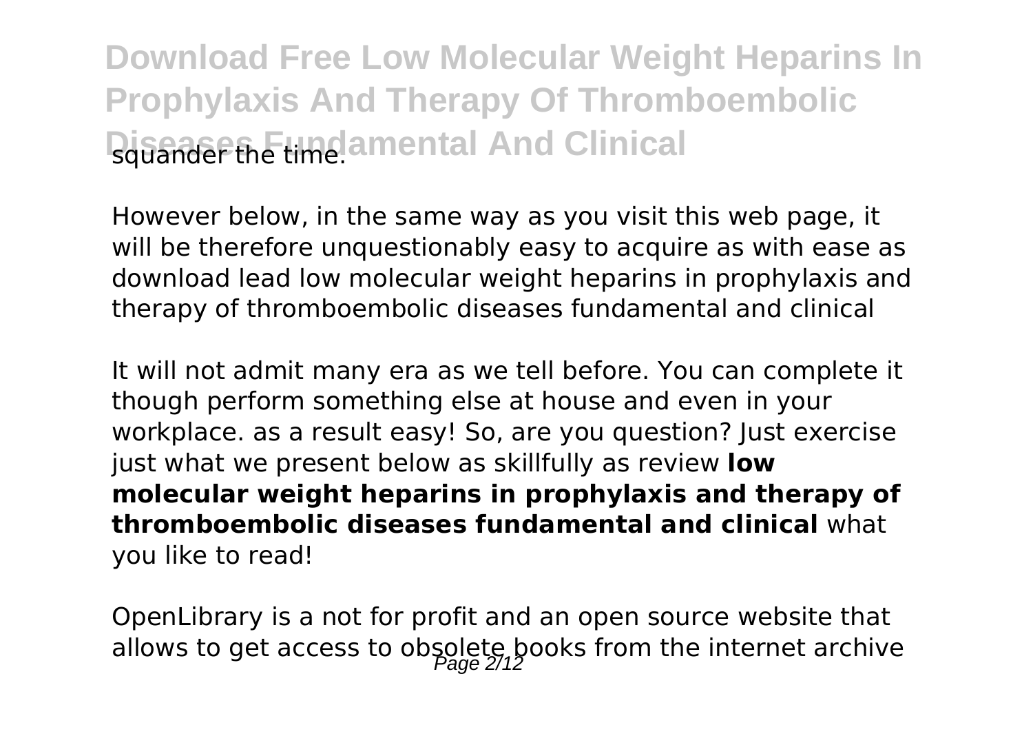squander the time.

However below, in the same way as you visit this web page, it will be therefore unquestionably easy to acquire as with ease as download lead low molecular weight heparins in prophylaxis and therapy of thromboembolic diseases fundamental and clinical

It will not admit many era as we tell before. You can complete it though perform something else at house and even in your workplace. as a result easy! So, are you question? Just exercise just what we present below as skillfully as review **low molecular weight heparins in prophylaxis and therapy of thromboembolic diseases fundamental and clinical** what you like to read!

OpenLibrary is a not for profit and an open source website that allows to get access to obsolete books from the internet archive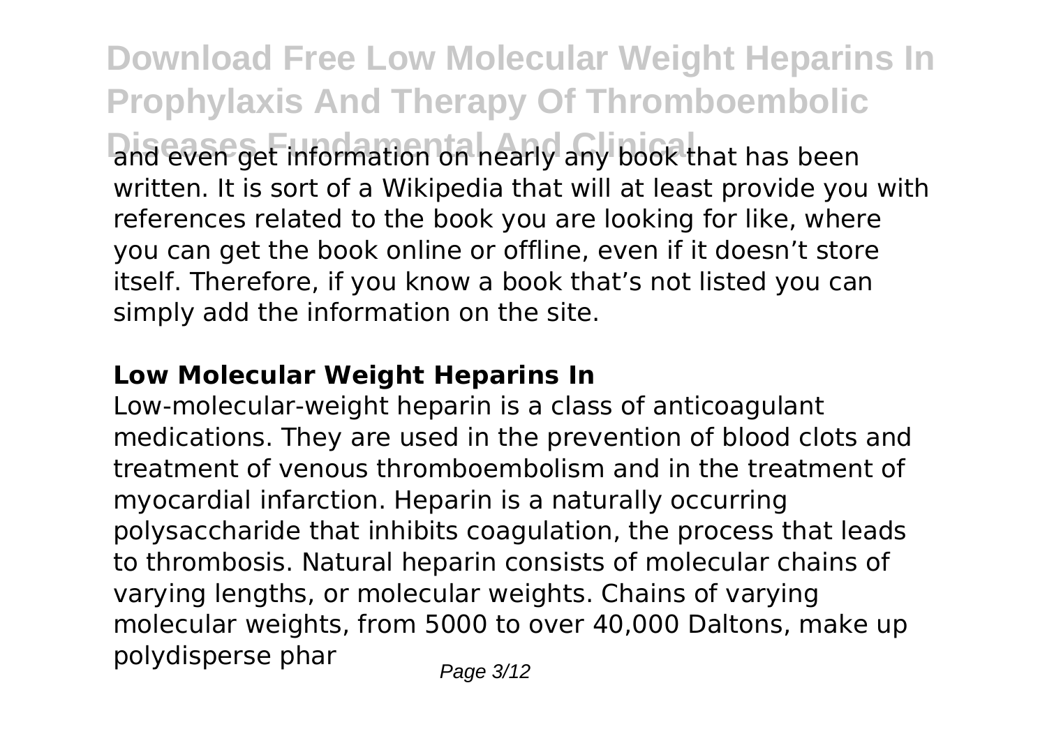and even get information on nearly any book that has been written. It is sort of a Wikipedia that will at least provide you with references related to the book you are looking for like, where you can get the book online or offline, even if it doesn't store itself. Therefore, if you know a book that's not listed you can simply add the information on the site.

### **Low Molecular Weight Heparins In**

Low-molecular-weight heparin is a class of anticoagulant medications. They are used in the prevention of blood clots and treatment of venous thromboembolism and in the treatment of myocardial infarction. Heparin is a naturally occurring polysaccharide that inhibits coagulation, the process that leads to thrombosis. Natural heparin consists of molecular chains of varying lengths, or molecular weights. Chains of varying molecular weights, from 5000 to over 40,000 Daltons, make up polydisperse phar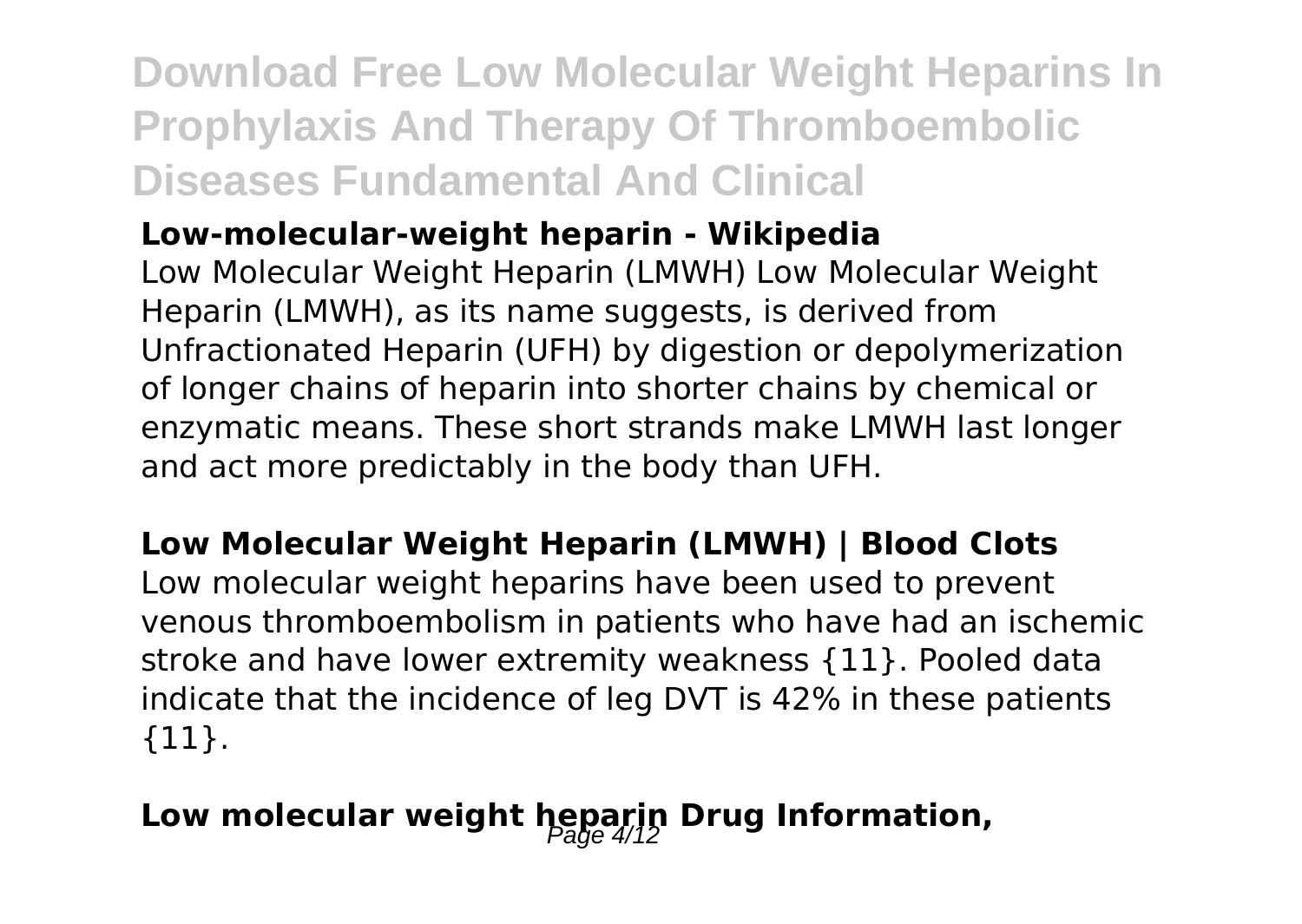**Low-molecular-weight heparin - Wikipedia**

Low Molecular Weight Heparin (LMWH) Low Molecular Weight Heparin (LMWH), as its name suggests, is derived from Unfractionated Heparin (UFH) by digestion or depolymerization of longer chains of heparin into shorter chains by chemical or enzymatic means. These short strands make LMWH last longer and act more predictably in the body than UFH.

**Low Molecular Weight Heparin (LMWH) | Blood Clots**

Low molecular weight heparins have been used to prevent venous thromboembolism in patients who have had an ischemic stroke and have lower extremity weakness {11}. Pooled data indicate that the incidence of leg DVT is 42% in these patients {11}.

**Low molecular weight heparin Drug Information,**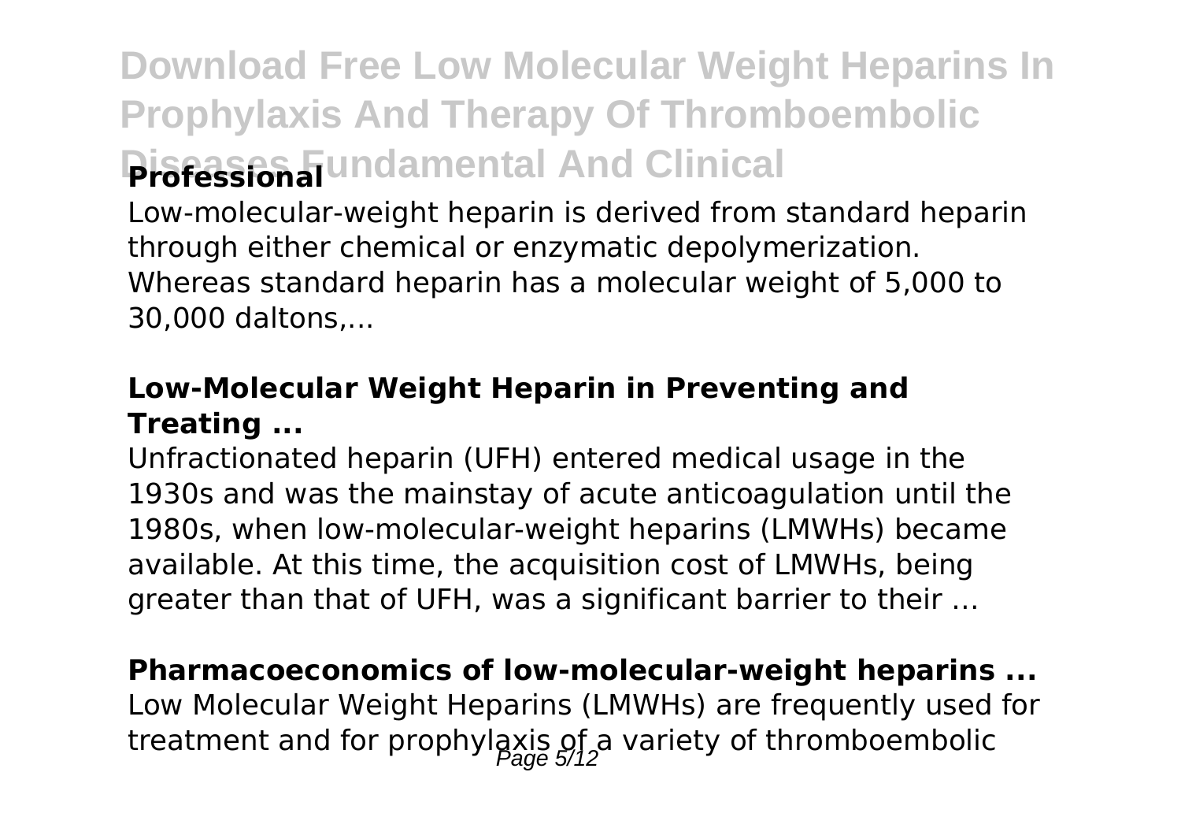Low-molecular-weight heparin is derived from standard heparin through either chemical or enzymatic depolymerization. Whereas standard heparin has a molecular weight of 5,000 to 30,000 daltons,...

### Low-Molecular Weight Heparin in Preventing and Treating ...

Unfractionated heparin (UFH) entered medical usage in the 1930s and was the mainstay of acute anticoagulation until the 1980s, when low-molecular-weight heparins (LMWHs) became available. At this time, the acquisition cost of LMWHs, being greater than that of UFH, was a significant barrier to their …

### Pharmacoeconomics of low-molecular-weight heparins ...

Low Molecular Weight Heparins (LMWHs) are frequently used for treatment and for prophylaxis of a variety of thromboembolic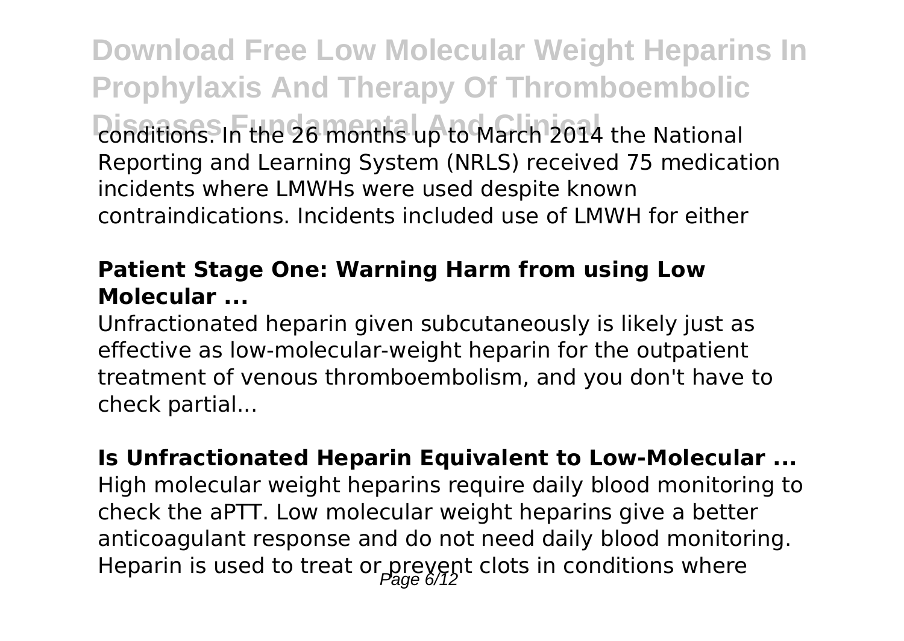conditions. In the 26 months up to March 2014 the National Reporting and Learning System (NRLS) received 75 medication incidents where LMWHs were used despite known contraindications. Incidents included use of LMWH for either

### Patient Stage One: Warning Harm from using Low Molecular ...

Unfractionated heparin given subcutaneously is likely just as effective as low-molecular-weight heparin for the outpatient treatment of venous thromboembolism, and you don't have to check partial...

### Is Unfractionated Heparin Equivalent to Low-Molecular ...

High molecular weight heparins require daily blood monitoring to check the aPTT. Low molecular weight heparins give a better anticoagulant response and do not need daily blood monitoring. Heparin is used to treat or prevent clots in conditions where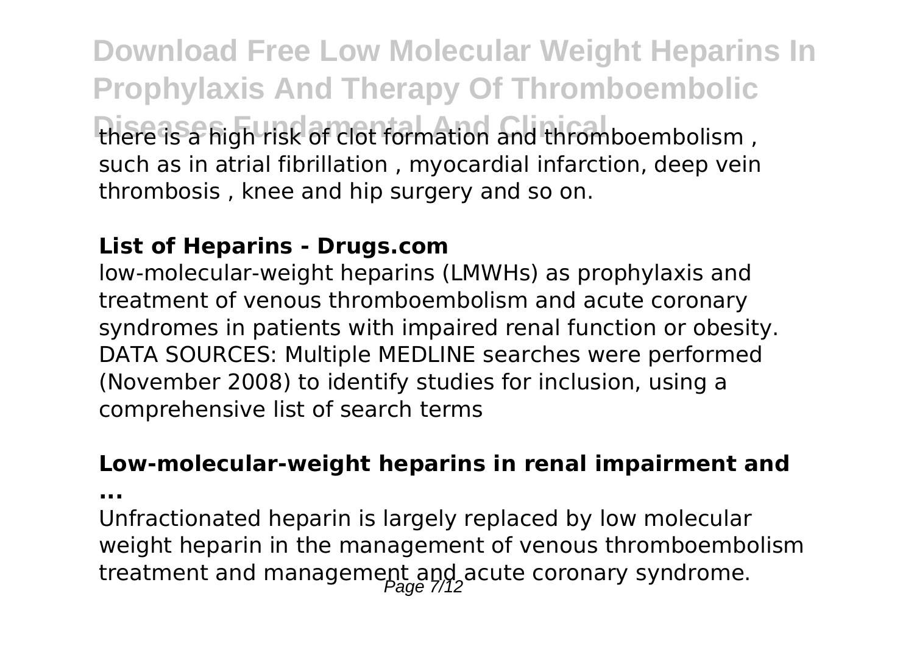there is a high risk of clot formation and thromboembolism , such as in atrial fibrillation , myocardial infarction, deep vein thrombosis , knee and hip surgery and so on.

**List of Heparins - Drugs.com**

low-molecular-weight heparins (LMWHs) as prophylaxis and treatment of venous thromboembolism and acute coronary syndromes in patients with impaired renal function or obesity. DATA SOURCES: Multiple MEDLINE searches were performed (November 2008) to identify studies for inclusion, using a comprehensive list of search terms

**Low-molecular-weight heparins in renal impairment and ...**

Unfractionated heparin is largely replaced by low molecular weight heparin in the management of venous thromboembolism treatment and management and acute coronary syndrome.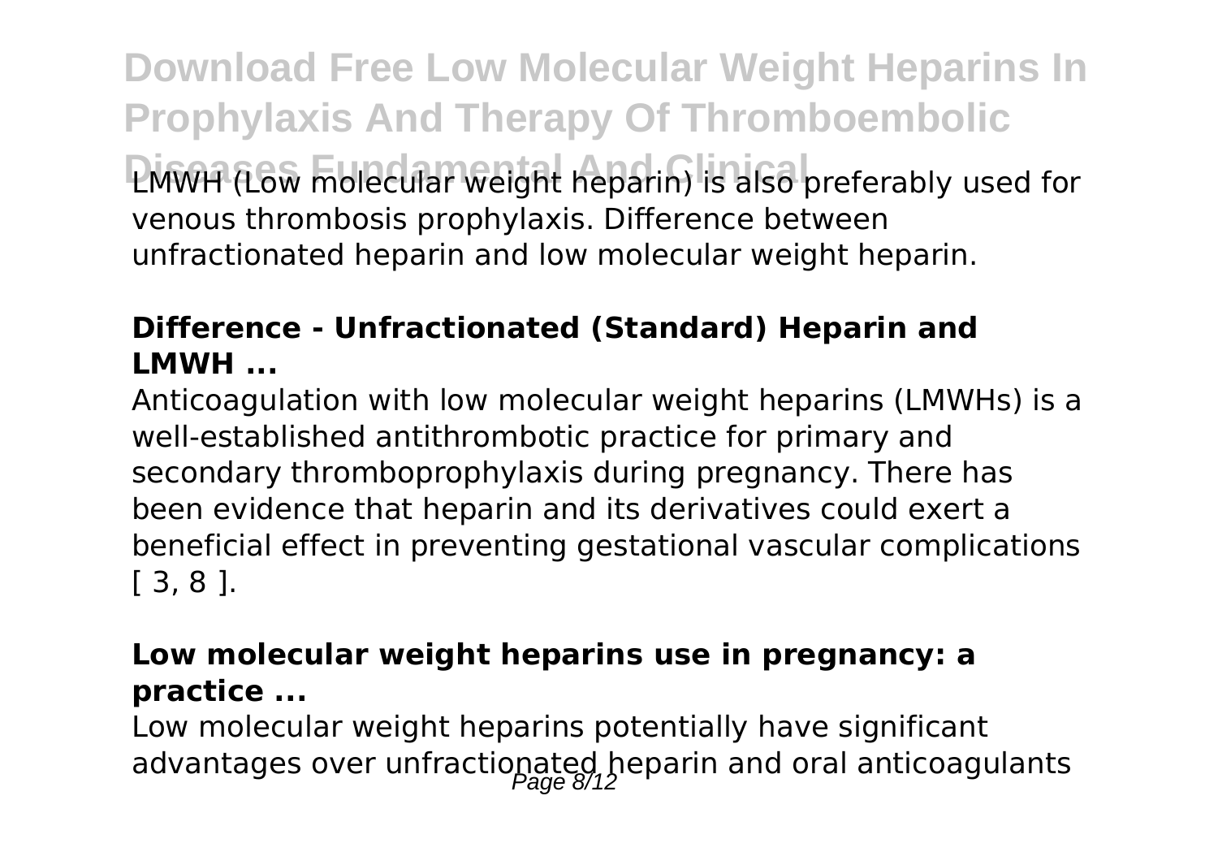LMWH (Low molecular weight heparin) is also preferably used for venous thrombosis prophylaxis. Difference between unfractionated heparin and low molecular weight heparin.

**Difference - Unfractionated (Standard) Heparin and LMWH ...**

Anticoagulation with low molecular weight heparins (LMWHs) is a well-established antithrombotic practice for primary and secondary thromboprophylaxis during pregnancy. There has been evidence that heparin and its derivatives could exert a beneficial effect in preventing gestational vascular complications [ 3, 8 ].

**Low molecular weight heparins use in pregnancy: a practice ...**

Low molecular weight heparins potentially have significant advantages over unfractionated heparin and oral anticoagulants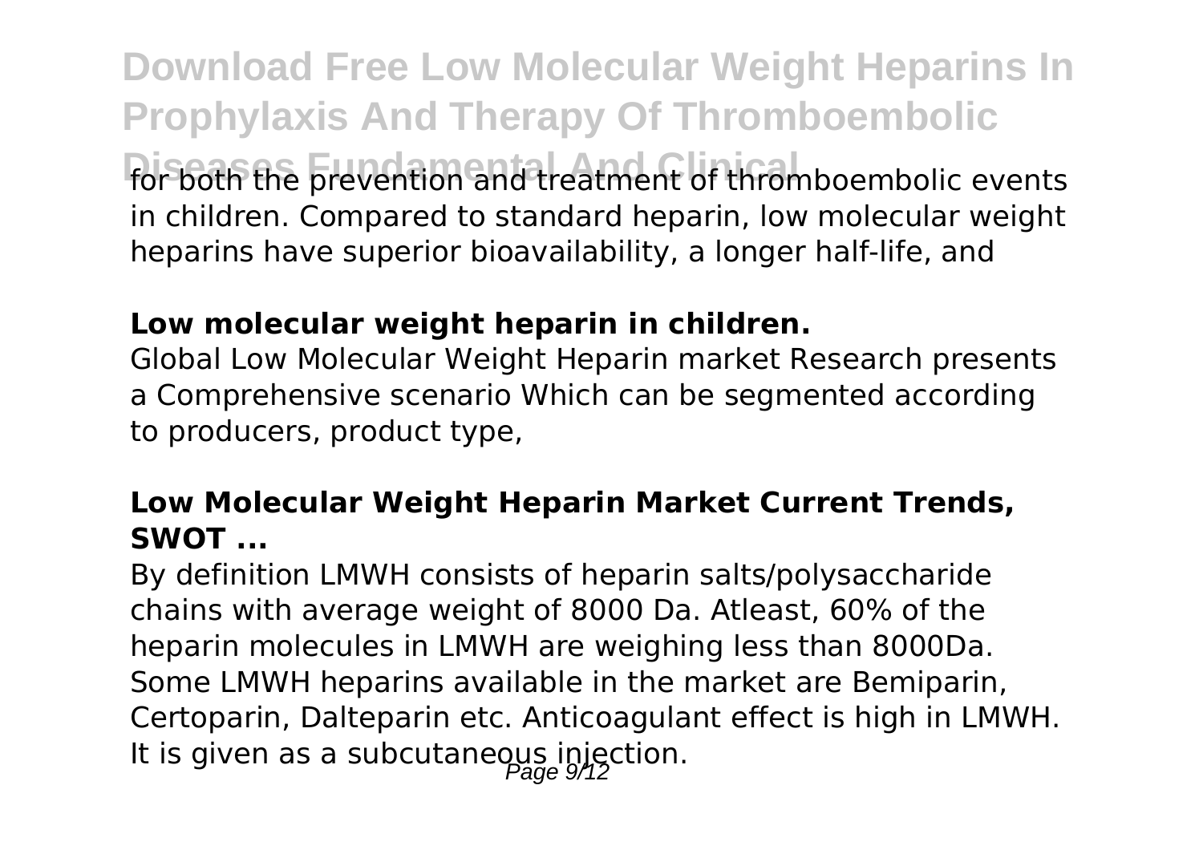for both the prevention and treatment of thromboembolic events in children. Compared to standard heparin, low molecular weight heparins have superior bioavailability, a longer half-life, and

**Low molecular weight heparin in children.**

Global Low Molecular Weight Heparin market Research presents a Comprehensive scenario Which can be segmented according to producers, product type,

**Low Molecular Weight Heparin Market Current Trends, SWOT ...**

By definition LMWH consists of heparin salts/polysaccharide chains with average weight of 8000 Da. Atleast, 60% of the heparin molecules in LMWH are weighing less than 8000Da. Some LMWH heparins available in the market are Bemiparin, Certoparin, Dalteparin etc. Anticoagulant effect is high in LMWH. It is given as a subcutaneous injection.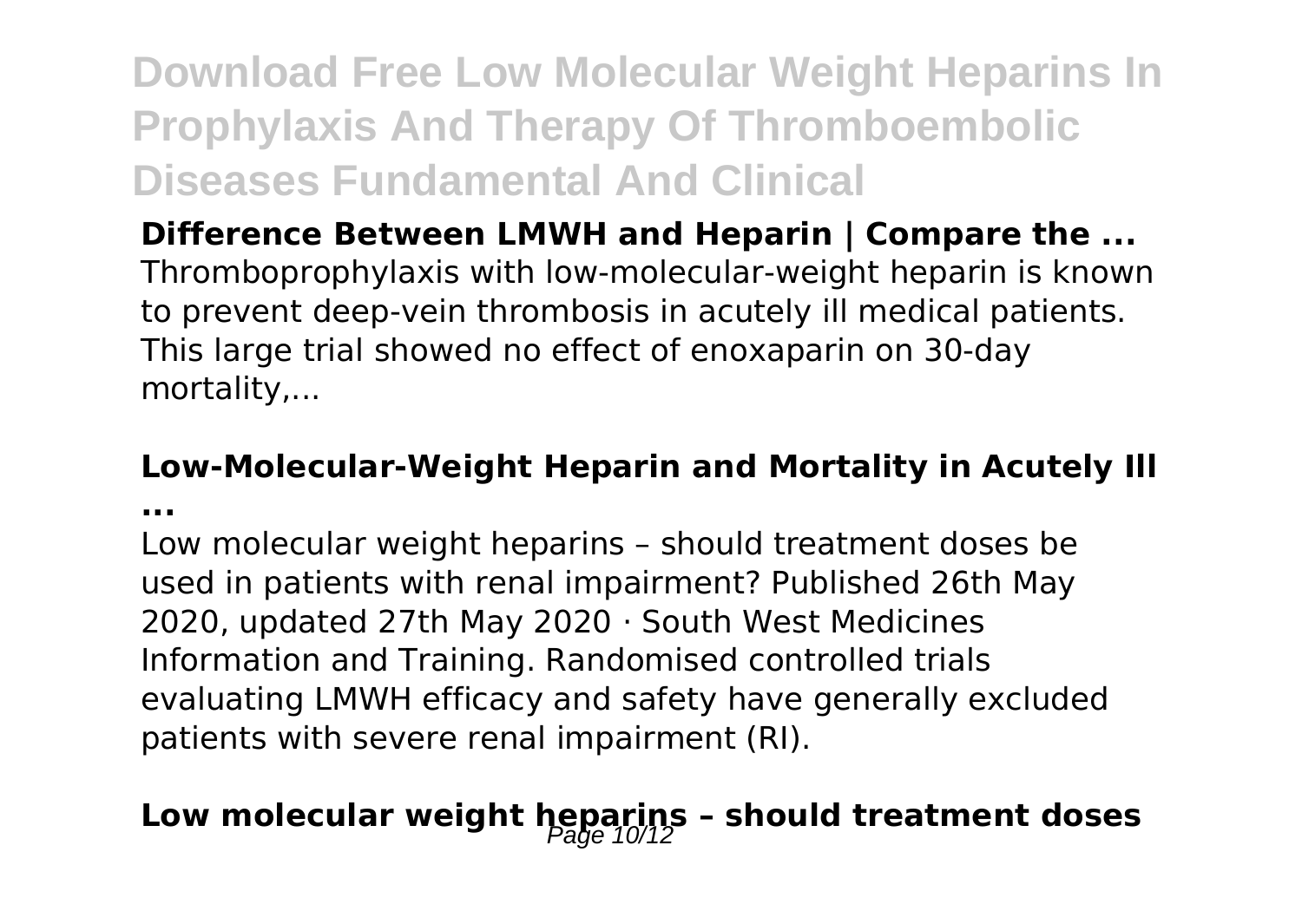**Difference Between LMWH and Heparin | Compare the ...**

Thromboprophylaxis with low-molecular-weight heparin is known to prevent deep-vein thrombosis in acutely ill medical patients. This large trial showed no effect of enoxaparin on 30-day mortality,...

**Low-Molecular-Weight Heparin and Mortality in Acutely Ill ...**

Low molecular weight heparins – should treatment doses be used in patients with renal impairment? Published 26th May 2020, updated 27th May 2020 · South West Medicines Information and Training. Randomised controlled trials evaluating LMWH efficacy and safety have generally excluded patients with severe renal impairment (RI).

## Low molecular weight heparins – should treatment doses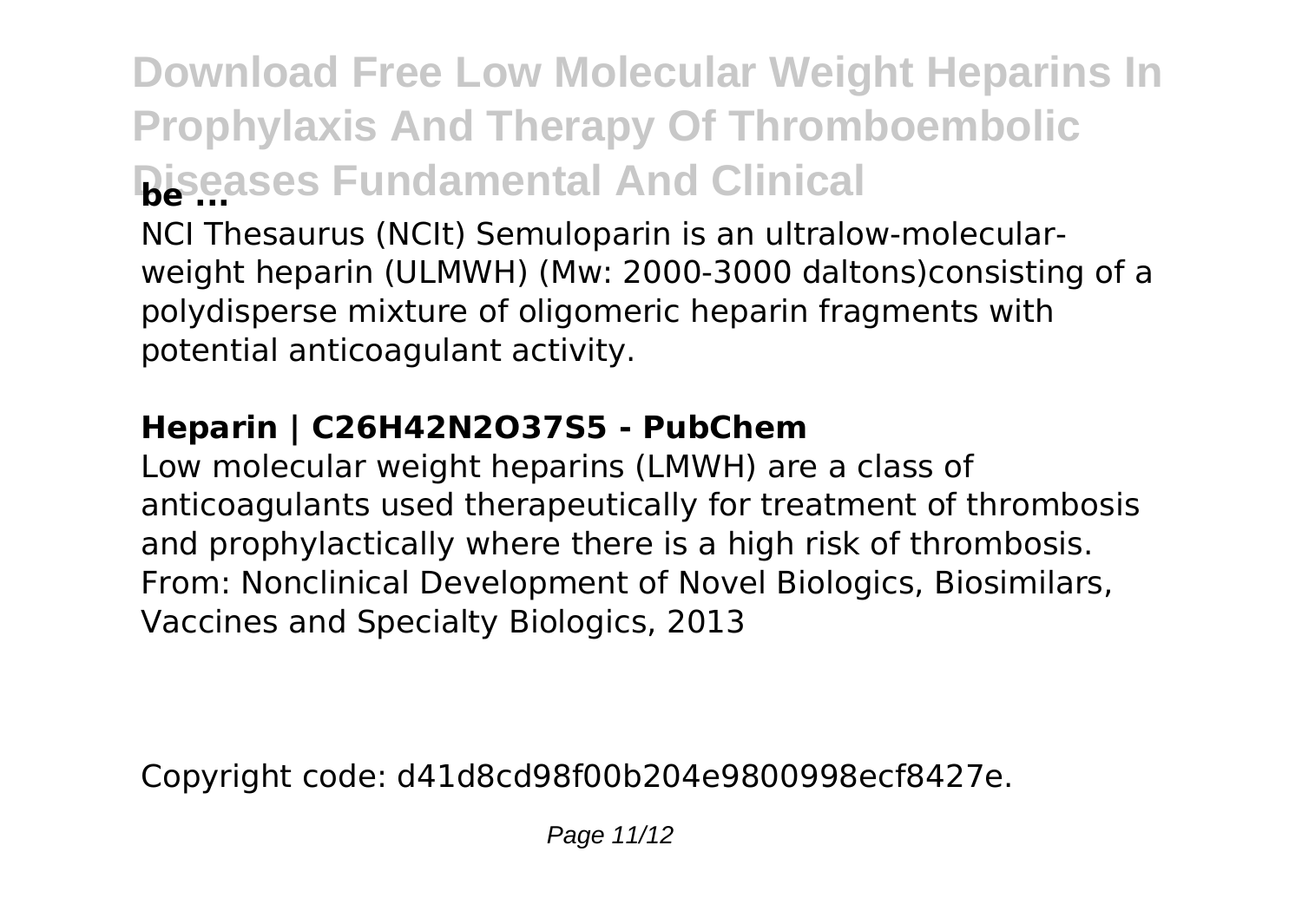**be ...**

NCI Thesaurus (NCIt) Semuloparin is an ultralow-molecular-weight heparin (ULMWH) (Mw: 2000-3000 daltons)consisting of a polydisperse mixture of oligomeric heparin fragments with potential anticoagulant activity.

## Heparin | $C_{26}H_{42}N_2O_{37}S_5$ - PubChem

Low molecular weight heparins (LMWH) are a class of anticoagulants used therapeutically for treatment of thrombosis and prophylactically where there is a high risk of thrombosis. From: Nonclinical Development of Novel Biologics, Biosimilars, Vaccines and Specialty Biologics, 2013

Copyright code: d41d8cd98f00b204e9800998ecf8427e.